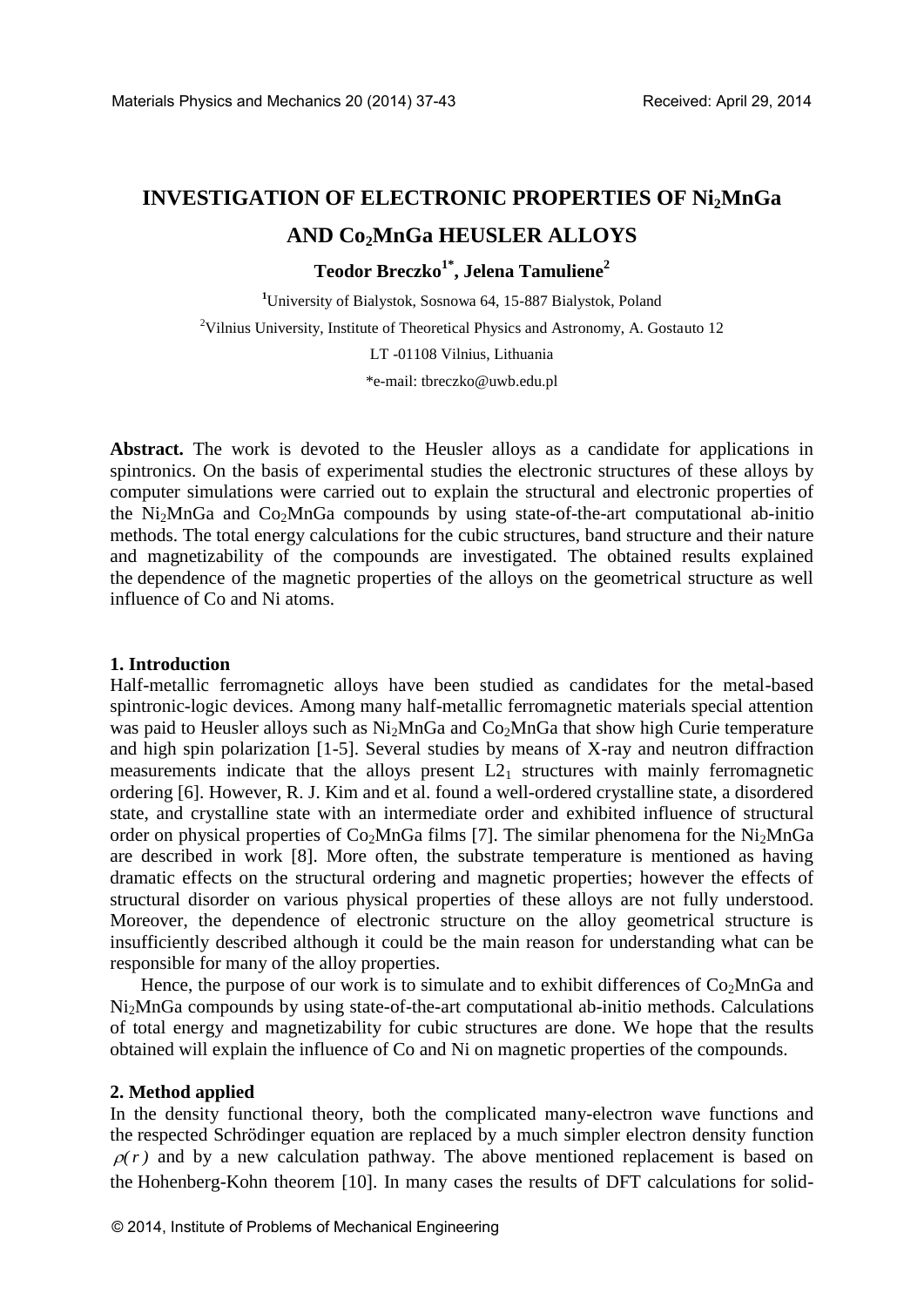# INVESTIGATION OF ELECTRONIC PROPERTIES OF $Ni_2MnGa$ AND $Co_2MnGa$ HEUSLER ALLOYS

**Teodor Breczko[1*], Jelena Tamuliene[2]**

[1]University of Bialystok, Sosnowa 64, 15-887 Bialystok, Poland

[2]Vilnius University, Institute of Theoretical Physics and Astronomy, A. Gostauto 12 LT -01108 Vilnius, Lithuania

*e-mail: tbreczko@uwb.edu.pl

**Abstract.** The work is devoted to the Heusler alloys as a candidate for applications in spintronics. On the basis of experimental studies the electronic structures of these alloys by computer simulations were carried out to explain the structural and electronic properties of the $Ni_2MnGa$ and $Co_2MnGa$ compounds by using state-of-the-art computational ab-initio methods. The total energy calculations for the cubic structures, band structure and their nature and magnetizability of the compounds are investigated. The obtained results explained the dependence of the magnetic properties of the alloys on the geometrical structure as well influence of Co and Ni atoms.

## 1. Introduction

Half-metallic ferromagnetic alloys have been studied as candidates for the metal-based spintronic-logic devices. Among many half-metallic ferromagnetic materials special attention was paid to Heusler alloys such as $Ni_2MnGa$ and $Co_2MnGa$ that show high Curie temperature and high spin polarization [1-5]. Several studies by means of X-ray and neutron diffraction measurements indicate that the alloys present $L2_1$ structures with mainly ferromagnetic ordering [6]. However, R. J. Kim and et al. found a well-ordered crystalline state, a disordered state, and crystalline state with an intermediate order and exhibited influence of structural order on physical properties of $Co_2MnGa$ films [7]. The similar phenomena for the $Ni_2MnGa$ are described in work [8]. More often, the substrate temperature is mentioned as having dramatic effects on the structural ordering and magnetic properties; however the effects of structural disorder on various physical properties of these alloys are not fully understood. Moreover, the dependence of electronic structure on the alloy geometrical structure is insufficiently described although it could be the main reason for understanding what can be responsible for many of the alloy properties.

Hence, the purpose of our work is to simulate and to exhibit differences of $Co_2MnGa$ and $Ni_2MnGa$ compounds by using state-of-the-art computational ab-initio methods. Calculations of total energy and magnetizability for cubic structures are done. We hope that the results obtained will explain the influence of Co and Ni on magnetic properties of the compounds.

## 2. Method applied

In the density functional theory, both the complicated many-electron wave functions and the respected Schrödinger equation are replaced by a much simpler electron density function $\rho(r)$ and by a new calculation pathway. The above mentioned replacement is based on the Hohenberg-Kohn theorem [10]. In many cases the results of DFT calculations for solid-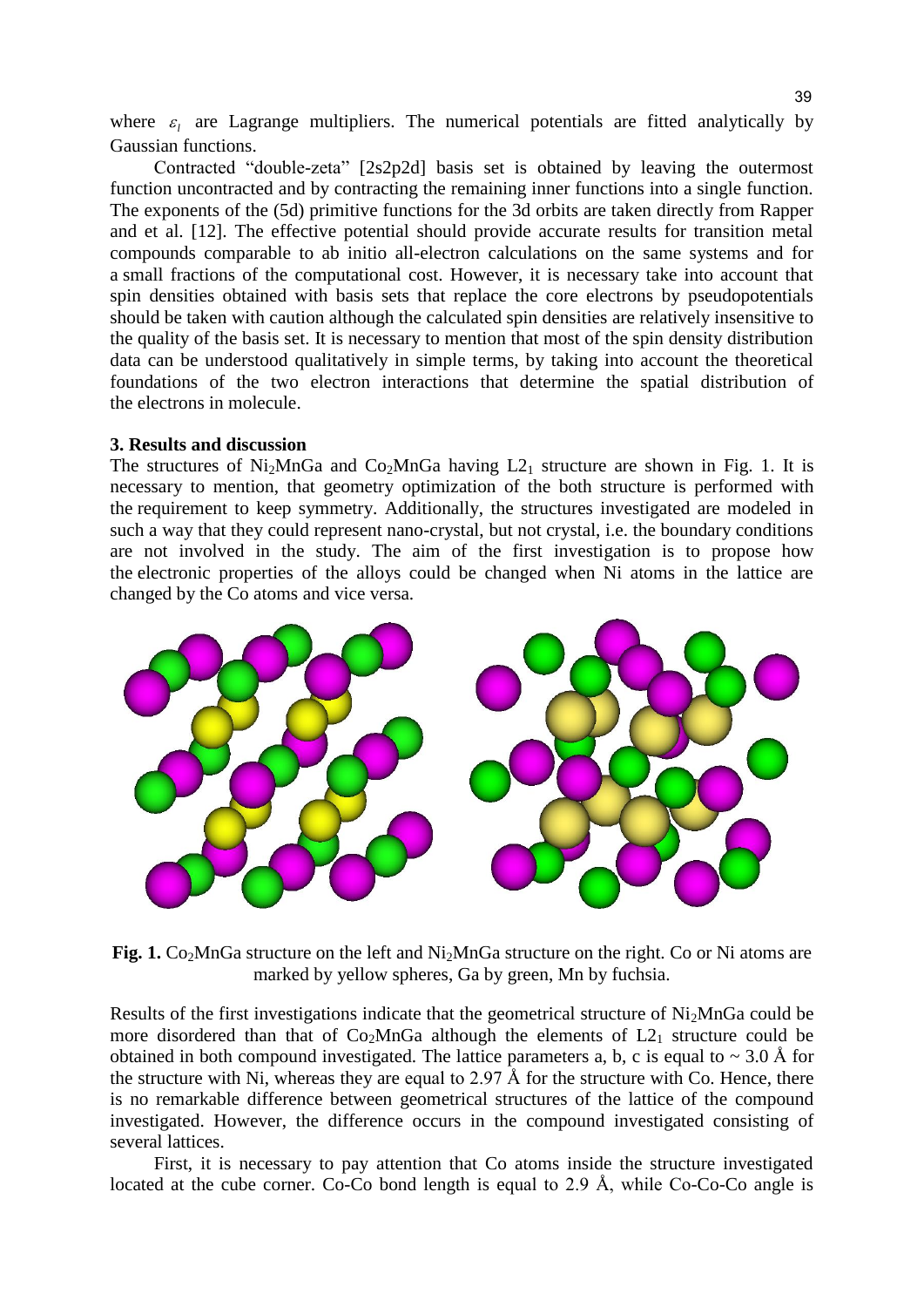where $\varepsilon_l$ are Lagrange multipliers. The numerical potentials are fitted analytically by Gaussian functions.

Contracted "double-zeta" [2s2p2d] basis set is obtained by leaving the outermost function uncontracted and by contracting the remaining inner functions into a single function. The exponents of the (5d) primitive functions for the 3d orbits are taken directly from Rapper and et al. [12]. The effective potential should provide accurate results for transition metal compounds comparable to ab initio all-electron calculations on the same systems and for a small fractions of the computational cost. However, it is necessary take into account that spin densities obtained with basis sets that replace the core electrons by pseudopotentials should be taken with caution although the calculated spin densities are relatively insensitive to the quality of the basis set. It is necessary to mention that most of the spin density distribution data can be understood qualitatively in simple terms, by taking into account the theoretical foundations of the two electron interactions that determine the spatial distribution of the electrons in molecule.

**3. Results and discussion**

The structures of $Ni_2MnGa$ and $Co_2MnGa$ having $L2_1$ structure are shown in Fig. 1. It is necessary to mention, that geometry optimization of the both structure is performed with the requirement to keep symmetry. Additionally, the structures investigated are modeled in such a way that they could represent nano-crystal, but not crystal, i.e. the boundary conditions are not involved in the study. The aim of the first investigation is to propose how the electronic properties of the alloys could be changed when Ni atoms in the lattice are changed by the Co atoms and vice versa.

**Fig. 1.** $Co_2MnGa$ structure on the left and $Ni_2MnGa$ structure on the right. Co or Ni atoms are marked by yellow spheres, Ga by green, Mn by fuchsia.

Results of the first investigations indicate that the geometrical structure of $Ni_2MnGa$ could be more disordered than that of $Co_2MnGa$ although the elements of $L2_1$ structure could be obtained in both compound investigated. The lattice parameters a, b, c is equal to ~ 3.0 Å for the structure with Ni, whereas they are equal to 2.97 Å for the structure with Co. Hence, there is no remarkable difference between geometrical structures of the lattice of the compound investigated. However, the difference occurs in the compound investigated consisting of several lattices.

First, it is necessary to pay attention that Co atoms inside the structure investigated located at the cube corner. Co-Co bond length is equal to 2.9 Å, while Co-Co-Co angle is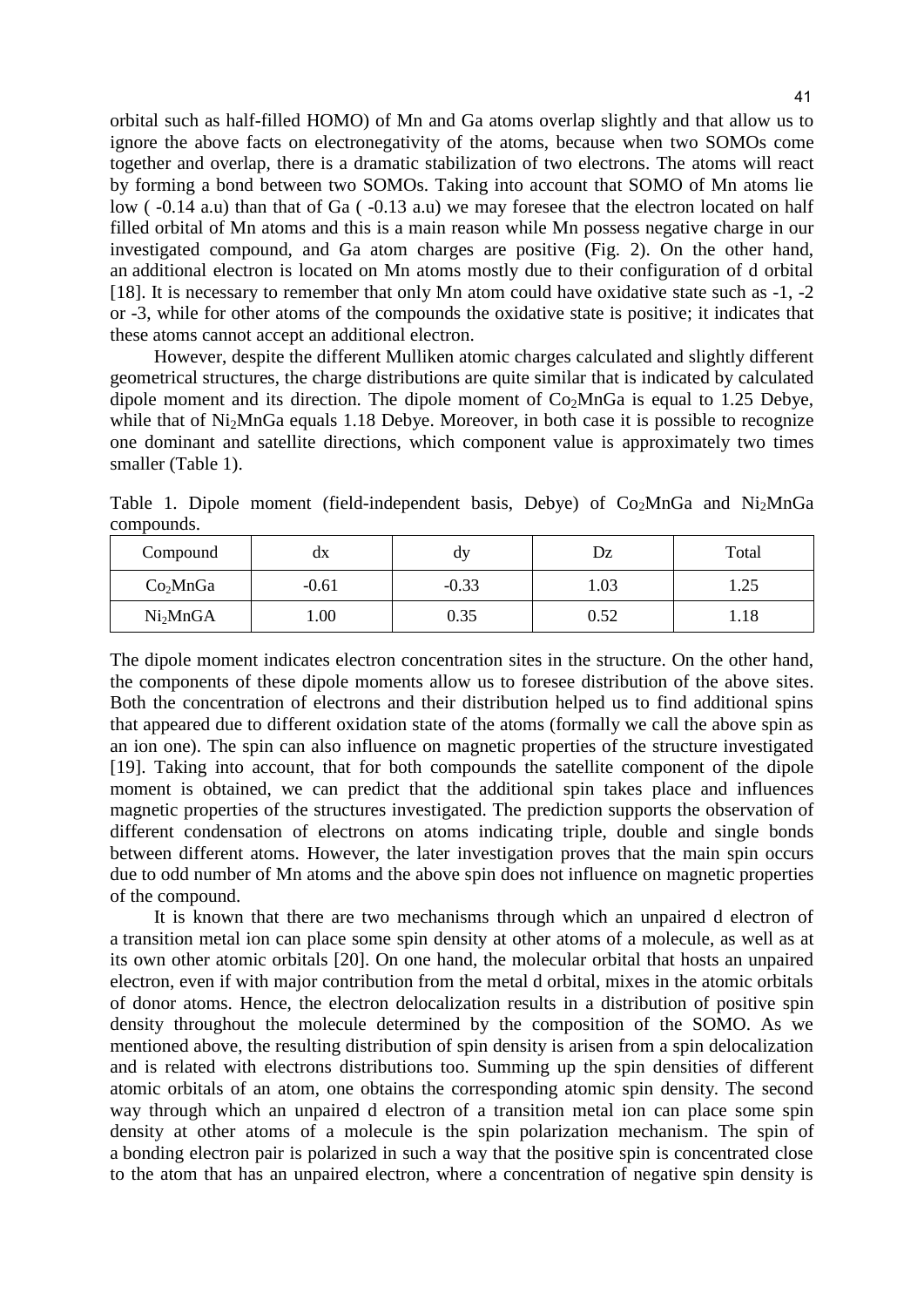orbital such as half-filled HOMO) of Mn and Ga atoms overlap slightly and that allow us to ignore the above facts on electronegativity of the atoms, because when two SOMOs come together and overlap, there is a dramatic stabilization of two electrons. The atoms will react by forming a bond between two SOMOs. Taking into account that SOMO of Mn atoms lie low ( -0.14 a.u) than that of Ga ( -0.13 a.u) we may foresee that the electron located on half filled orbital of Mn atoms and this is a main reason while Mn possess negative charge in our investigated compound, and Ga atom charges are positive (Fig. 2). On the other hand, an additional electron is located on Mn atoms mostly due to their configuration of d orbital [18]. It is necessary to remember that only Mn atom could have oxidative state such as -1, -2 or -3, while for other atoms of the compounds the oxidative state is positive; it indicates that these atoms cannot accept an additional electron.

However, despite the different Mulliken atomic charges calculated and slightly different geometrical structures, the charge distributions are quite similar that is indicated by calculated dipole moment and its direction. The dipole moment of $Co_2MnGa$ is equal to 1.25 Debye, while that of $Ni_2MnGa$ equals 1.18 Debye. Moreover, in both case it is possible to recognize one dominant and satellite directions, which component value is approximately two times smaller (Table 1).

Table 1. Dipole moment (field-independent basis, Debye) of $Co_2MnGa$ and $Ni_2MnGa$ compounds.

| Compound | dx | dy | Dz | Total |
|---|---|---|---|---|
| $Co_2MnGa$ | -0.61 | -0.33 | 1.03 | 1.25 |
| $Ni_2MnGA$ | 1.00 | 0.35 | 0.52 | 1.18 |

The dipole moment indicates electron concentration sites in the structure. On the other hand, the components of these dipole moments allow us to foresee distribution of the above sites. Both the concentration of electrons and their distribution helped us to find additional spins that appeared due to different oxidation state of the atoms (formally we call the above spin as an ion one). The spin can also influence on magnetic properties of the structure investigated [19]. Taking into account, that for both compounds the satellite component of the dipole moment is obtained, we can predict that the additional spin takes place and influences magnetic properties of the structures investigated. The prediction supports the observation of different condensation of electrons on atoms indicating triple, double and single bonds between different atoms. However, the later investigation proves that the main spin occurs due to odd number of Mn atoms and the above spin does not influence on magnetic properties of the compound.

It is known that there are two mechanisms through which an unpaired d electron of a transition metal ion can place some spin density at other atoms of a molecule, as well as at its own other atomic orbitals [20]. On one hand, the molecular orbital that hosts an unpaired electron, even if with major contribution from the metal d orbital, mixes in the atomic orbitals of donor atoms. Hence, the electron delocalization results in a distribution of positive spin density throughout the molecule determined by the composition of the SOMO. As we mentioned above, the resulting distribution of spin density is arisen from a spin delocalization and is related with electrons distributions too. Summing up the spin densities of different atomic orbitals of an atom, one obtains the corresponding atomic spin density. The second way through which an unpaired d electron of a transition metal ion can place some spin density at other atoms of a molecule is the spin polarization mechanism. The spin of a bonding electron pair is polarized in such a way that the positive spin is concentrated close to the atom that has an unpaired electron, where a concentration of negative spin density is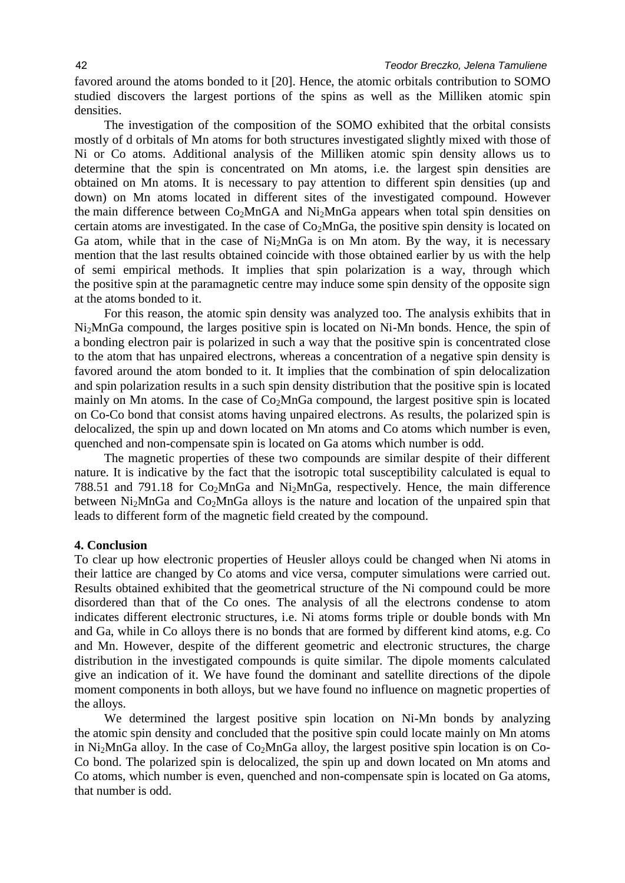favored around the atoms bonded to it [20]. Hence, the atomic orbitals contribution to SOMO studied discovers the largest portions of the spins as well as the Milliken atomic spin densities.

The investigation of the composition of the SOMO exhibited that the orbital consists mostly of d orbitals of Mn atoms for both structures investigated slightly mixed with those of Ni or Co atoms. Additional analysis of the Milliken atomic spin density allows us to determine that the spin is concentrated on Mn atoms, i.e. the largest spin densities are obtained on Mn atoms. It is necessary to pay attention to different spin densities (up and down) on Mn atoms located in different sites of the investigated compound. However the main difference between $Co_2MnGA$ and $Ni_2MnGa$ appears when total spin densities on certain atoms are investigated. In the case of $Co_2MnGa$, the positive spin density is located on Ga atom, while that in the case of $Ni_2MnGa$ is on Mn atom. By the way, it is necessary mention that the last results obtained coincide with those obtained earlier by us with the help of semi empirical methods. It implies that spin polarization is a way, through which the positive spin at the paramagnetic centre may induce some spin density of the opposite sign at the atoms bonded to it.

For this reason, the atomic spin density was analyzed too. The analysis exhibits that in $Ni_2MnGa$ compound, the larges positive spin is located on Ni-Mn bonds. Hence, the spin of a bonding electron pair is polarized in such a way that the positive spin is concentrated close to the atom that has unpaired electrons, whereas a concentration of a negative spin density is favored around the atom bonded to it. It implies that the combination of spin delocalization and spin polarization results in a such spin density distribution that the positive spin is located mainly on Mn atoms. In the case of $Co_2MnGa$ compound, the largest positive spin is located on Co-Co bond that consist atoms having unpaired electrons. As results, the polarized spin is delocalized, the spin up and down located on Mn atoms and Co atoms which number is even, quenched and non-compensate spin is located on Ga atoms which number is odd.

The magnetic properties of these two compounds are similar despite of their different nature. It is indicative by the fact that the isotropic total susceptibility calculated is equal to 788.51 and 791.18 for $Co_2MnGa$ and $Ni_2MnGa$, respectively. Hence, the main difference between $Ni_2MnGa$ and $Co_2MnGa$ alloys is the nature and location of the unpaired spin that leads to different form of the magnetic field created by the compound.

## 4. Conclusion

To clear up how electronic properties of Heusler alloys could be changed when Ni atoms in their lattice are changed by Co atoms and vice versa, computer simulations were carried out. Results obtained exhibited that the geometrical structure of the Ni compound could be more disordered than that of the Co ones. The analysis of all the electrons condense to atom indicates different electronic structures, i.e. Ni atoms forms triple or double bonds with Mn and Ga, while in Co alloys there is no bonds that are formed by different kind atoms, e.g. Co and Mn. However, despite of the different geometric and electronic structures, the charge distribution in the investigated compounds is quite similar. The dipole moments calculated give an indication of it. We have found the dominant and satellite directions of the dipole moment components in both alloys, but we have found no influence on magnetic properties of the alloys.

We determined the largest positive spin location on Ni-Mn bonds by analyzing the atomic spin density and concluded that the positive spin could locate mainly on Mn atoms in $Ni_2MnGa$ alloy. In the case of $Co_2MnGa$ alloy, the largest positive spin location is on Co-Co bond. The polarized spin is delocalized, the spin up and down located on Mn atoms and Co atoms, which number is even, quenched and non-compensate spin is located on Ga atoms, that number is odd.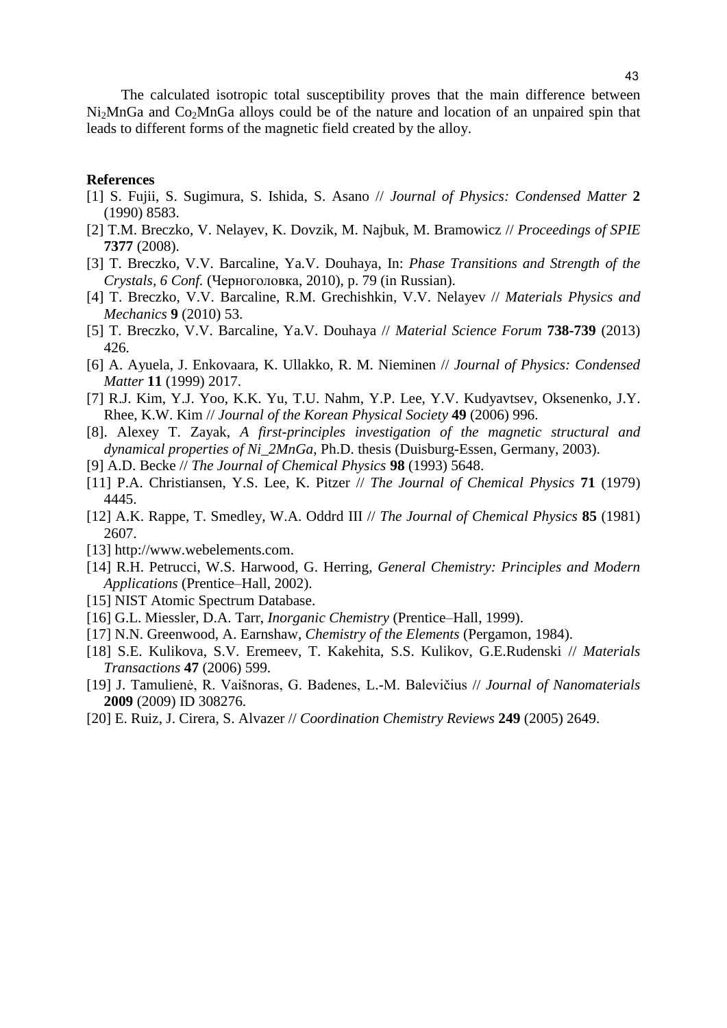The calculated isotropic total susceptibility proves that the main difference between $Ni_2MnGa$ and $Co_2MnGa$ alloys could be of the nature and location of an unpaired spin that leads to different forms of the magnetic field created by the alloy.

## References

[1] S. Fujii, S. Sugimura, S. Ishida, S. Asano // *Journal of Physics: Condensed Matter* **2** (1990) 8583.

[2] T.M. Breczko, V. Nelayev, K. Dovzik, M. Najbuk, M. Bramowicz // *Proceedings of SPIE* **7377** (2008).

[3] T. Breczko, V.V. Barcaline, Ya.V. Douhaya, In: *Phase Transitions and Strength of the Crystals, 6 Conf.* (Черноголовка, 2010), p. 79 (in Russian).

[4] T. Breczko, V.V. Barcaline, R.M. Grechishkin, V.V. Nelayev // *Materials Physics and Mechanics* **9** (2010) 53.

[5] T. Breczko, V.V. Barcaline, Ya.V. Douhaya // *Material Science Forum* **738-739** (2013) 426.

[6] A. Ayuela, J. Enkovaara, K. Ullakko, R. M. Nieminen // *Journal of Physics: Condensed Matter* **11** (1999) 2017.

[7] R.J. Kim, Y.J. Yoo, K.K. Yu, T.U. Nahm, Y.P. Lee, Y.V. Kudyavtsev, Oksenenko, J.Y. Rhee, K.W. Kim // *Journal of the Korean Physical Society* **49** (2006) 996.

[8]. Alexey T. Zayak, *A first-principles investigation of the magnetic structural and dynamical properties of Ni_2MnGa*, Ph.D. thesis (Duisburg-Essen, Germany, 2003).

[9] A.D. Becke // *The Journal of Chemical Physics* **98** (1993) 5648.

[11] P.A. Christiansen, Y.S. Lee, K. Pitzer // *The Journal of Chemical Physics* **71** (1979) 4445.

[12] A.K. Rappe, T. Smedley, W.A. Oddrd III // *The Journal of Chemical Physics* **85** (1981) 2607.

[13] http://www.webelements.com.

[14] R.H. Petrucci, W.S. Harwood, G. Herring, *General Chemistry: Principles and Modern Applications* (Prentice–Hall, 2002).

[15] NIST Atomic Spectrum Database.

[16] G.L. Miessler, D.A. Tarr, *Inorganic Chemistry* (Prentice–Hall, 1999).

[17] N.N. Greenwood, A. Earnshaw, *Chemistry of the Elements* (Pergamon, 1984).

[18] S.E. Kulikova, S.V. Eremeev, T. Kakehita, S.S. Kulikov, G.E.Rudenski // *Materials Transactions* **47** (2006) 599.

[19] J. Tamulienė, R. Vaišnoras, G. Badenes, L.-M. Balevičius // *Journal of Nanomaterials* **2009** (2009) ID 308276.

[20] E. Ruiz, J. Cirera, S. Alvazer // *Coordination Chemistry Reviews* **249** (2005) 2649.